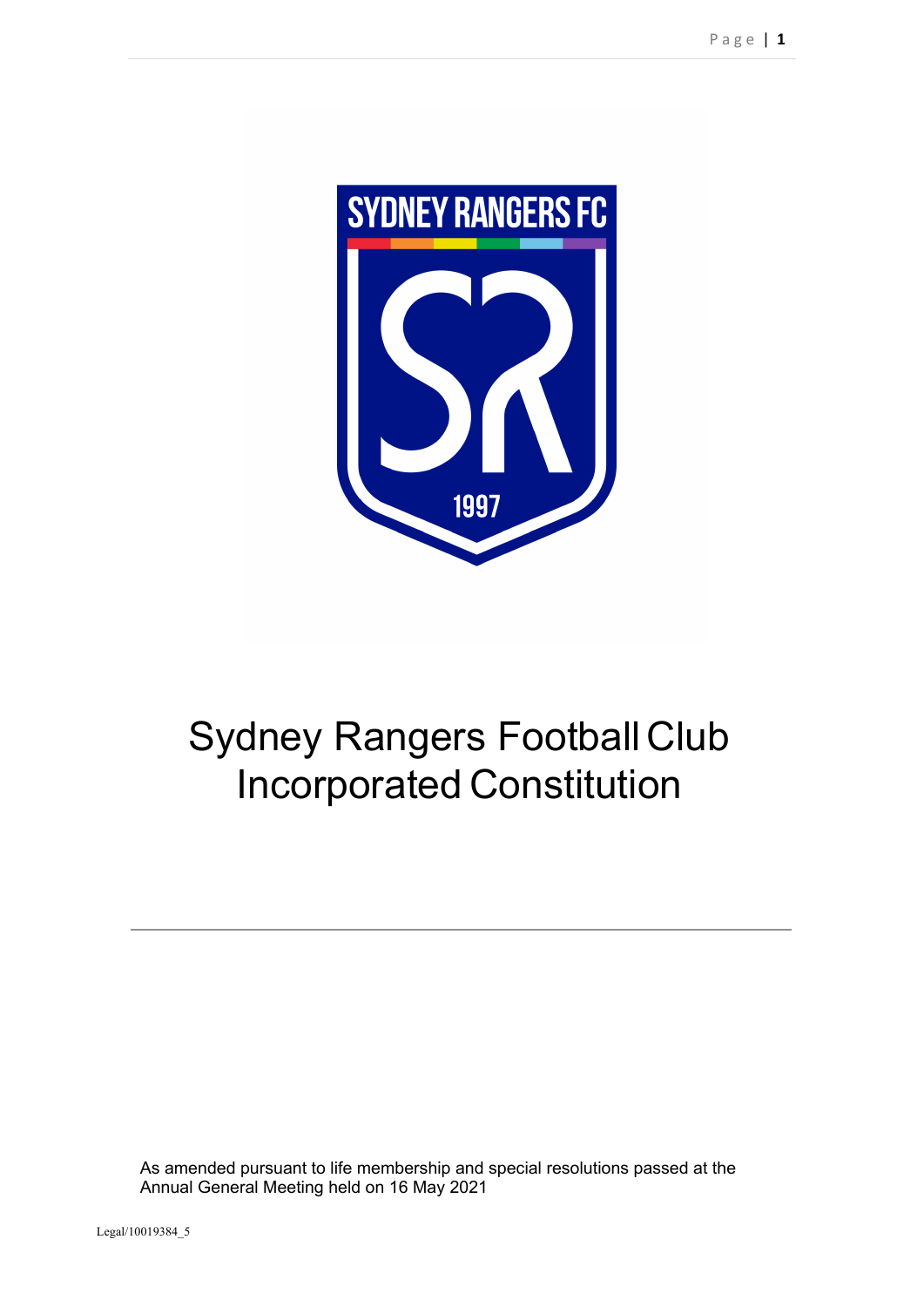# Sydney Rangers Football Club Incorporated Constitution

As amended pursuant to life membership and special resolutions passed at the Annual General Meeting held on 16 May 2021

Legal/10019384_5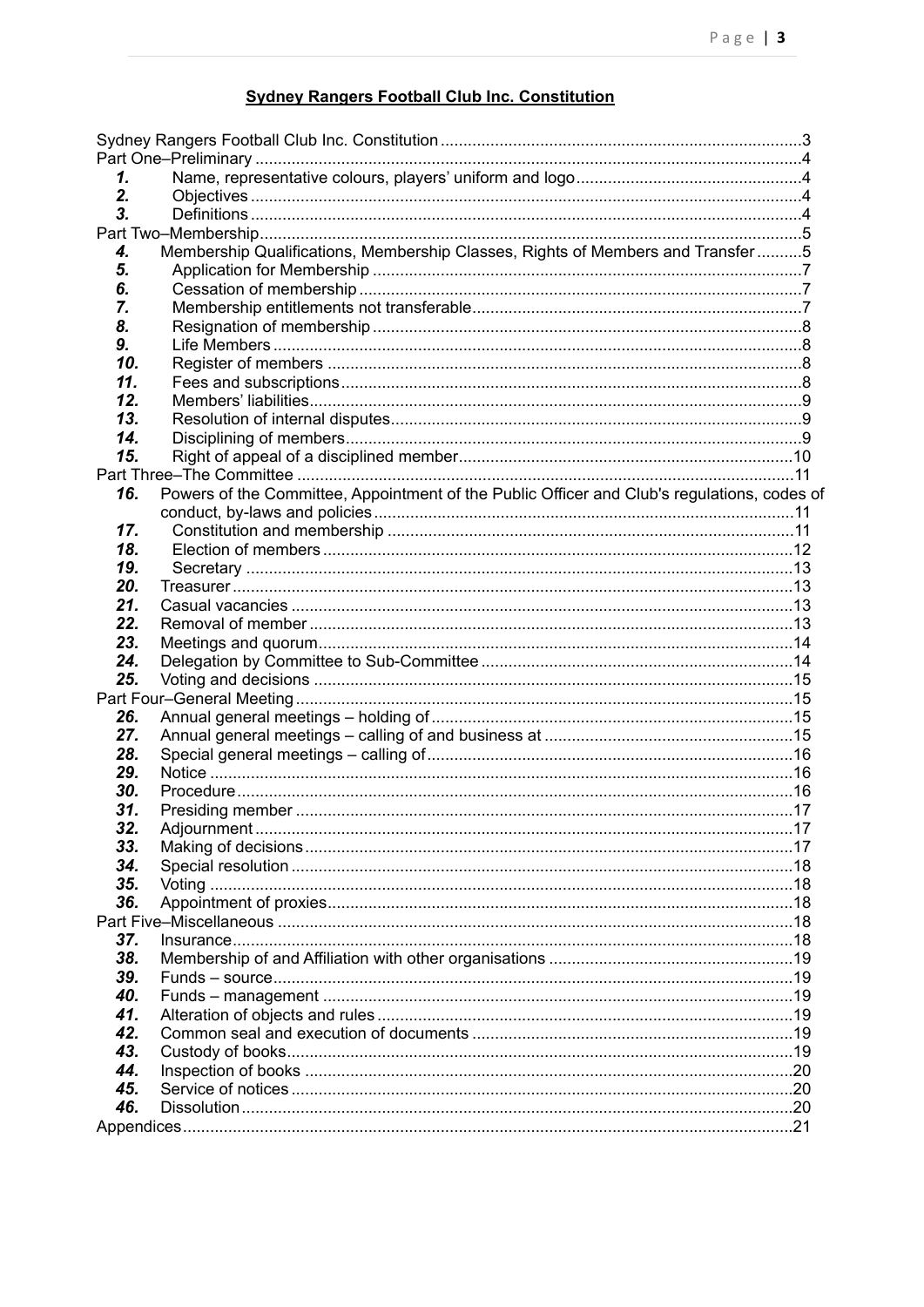## Sydney Rangers Football Club Inc. Constitution

Sydney Rangers Football Club Inc. Constitution ....3
Part One–Preliminary ....4
**1.** Name, representative colours, players' uniform and logo ....4
**2.** Objectives ....4
**3.** Definitions ....4
Part Two–Membership ....5
**4.** Membership Qualifications, Membership Classes, Rights of Members and Transfer ....5
**5.** Application for Membership ....7
**6.** Cessation of membership ....7
**7.** Membership entitlements not transferable ....7
**8.** Resignation of membership ....8
**9.** Life Members ....8
**10.** Register of members ....8
**11.** Fees and subscriptions ....8
**12.** Members' liabilities ....9
**13.** Resolution of internal disputes ....9
**14.** Disciplining of members ....9
**15.** Right of appeal of a disciplined member ....10
Part Three–The Committee ....11
**16.** Powers of the Committee, Appointment of the Public Officer and Club's regulations, codes of conduct, by-laws and policies ....11
**17.** Constitution and membership ....11
**18.** Election of members ....12
**19.** Secretary ....13
**20.** Treasurer ....13
**21.** Casual vacancies ....13
**22.** Removal of member ....13
**23.** Meetings and quorum ....14
**24.** Delegation by Committee to Sub-Committee ....14
**25.** Voting and decisions ....15
Part Four–General Meeting ....15
**26.** Annual general meetings – holding of ....15
**27.** Annual general meetings – calling of and business at ....15
**28.** Special general meetings – calling of ....16
**29.** Notice ....16
**30.** Procedure ....16
**31.** Presiding member ....17
**32.** Adjournment ....17
**33.** Making of decisions ....17
**34.** Special resolution ....18
**35.** Voting ....18
**36.** Appointment of proxies ....18
Part Five–Miscellaneous ....18
**37.** Insurance ....18
**38.** Membership of and Affiliation with other organisations ....19
**39.** Funds – source ....19
**40.** Funds – management ....19
**41.** Alteration of objects and rules ....19
**42.** Common seal and execution of documents ....19
**43.** Custody of books ....19
**44.** Inspection of books ....20
**45.** Service of notices ....20
**46.** Dissolution ....20
Appendices ....21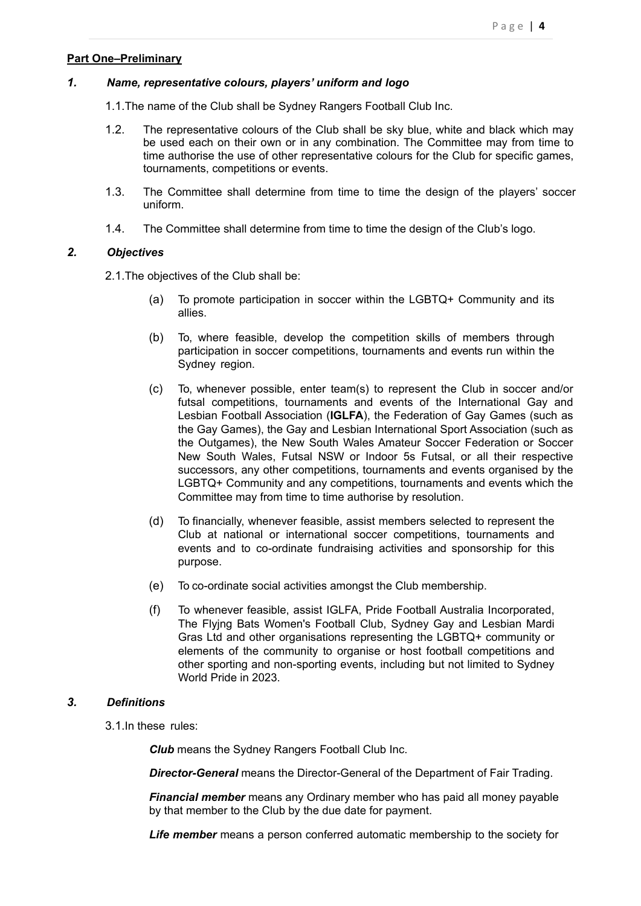**Part One–Preliminary**

### *1. Name, representative colours, players' uniform and logo*

1.1. The name of the Club shall be Sydney Rangers Football Club Inc.

1.2. The representative colours of the Club shall be sky blue, white and black which may be used each on their own or in any combination. The Committee may from time to time authorise the use of other representative colours for the Club for specific games, tournaments, competitions or events.

1.3. The Committee shall determine from time to time the design of the players' soccer uniform.

1.4. The Committee shall determine from time to time the design of the Club's logo.

### *2. Objectives*

2.1. The objectives of the Club shall be:

(a) To promote participation in soccer within the LGBTQ+ Community and its allies.

(b) To, where feasible, develop the competition skills of members through participation in soccer competitions, tournaments and events run within the Sydney region.

(c) To, whenever possible, enter team(s) to represent the Club in soccer and/or futsal competitions, tournaments and events of the International Gay and Lesbian Football Association (**IGLFA**), the Federation of Gay Games (such as the Gay Games), the Gay and Lesbian International Sport Association (such as the Outgames), the New South Wales Amateur Soccer Federation or Soccer New South Wales, Futsal NSW or Indoor 5s Futsal, or all their respective successors, any other competitions, tournaments and events organised by the LGBTQ+ Community and any competitions, tournaments and events which the Committee may from time to time authorise by resolution.

(d) To financially, whenever feasible, assist members selected to represent the Club at national or international soccer competitions, tournaments and events and to co-ordinate fundraising activities and sponsorship for this purpose.

(e) To co-ordinate social activities amongst the Club membership.

(f) To whenever feasible, assist IGLFA, Pride Football Australia Incorporated, The Flyjng Bats Women's Football Club, Sydney Gay and Lesbian Mardi Gras Ltd and other organisations representing the LGBTQ+ community or elements of the community to organise or host football competitions and other sporting and non-sporting events, including but not limited to Sydney World Pride in 2023.

### *3. Definitions*

3.1. In these rules:

***Club*** means the Sydney Rangers Football Club Inc.

***Director-General*** means the Director-General of the Department of Fair Trading.

***Financial member*** means any Ordinary member who has paid all money payable by that member to the Club by the due date for payment.

***Life member*** means a person conferred automatic membership to the society for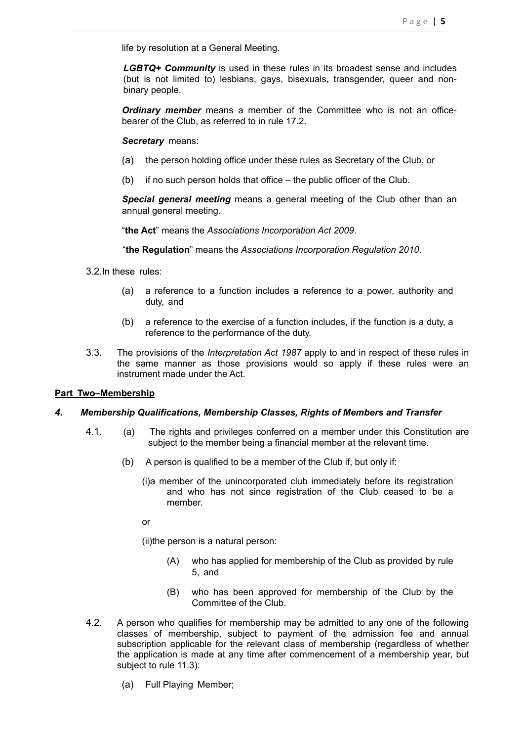life by resolution at a General Meeting.

***LGBTQ+ Community*** is used in these rules in its broadest sense and includes (but is not limited to) lesbians, gays, bisexuals, transgender, queer and non-binary people.

***Ordinary member*** means a member of the Committee who is not an office-bearer of the Club, as referred to in rule 17.2.

***Secretary*** means:

(a) the person holding office under these rules as Secretary of the Club, or

(b) if no such person holds that office – the public officer of the Club.

***Special general meeting*** means a general meeting of the Club other than an annual general meeting.

"**the Act**" means the *Associations Incorporation Act 2009*.

"**the Regulation**" means the *Associations Incorporation Regulation 2010*.

3.2. In these rules:

(a) a reference to a function includes a reference to a power, authority and duty, and

(b) a reference to the exercise of a function includes, if the function is a duty, a reference to the performance of the duty.

3.3. The provisions of the *Interpretation Act 1987* apply to and in respect of these rules in the same manner as those provisions would so apply if these rules were an instrument made under the Act.

**Part Two–Membership**

### *4. Membership Qualifications, Membership Classes, Rights of Members and Transfer*

4.1. (a) The rights and privileges conferred on a member under this Constitution are subject to the member being a financial member at the relevant time.

(b) A person is qualified to be a member of the Club if, but only if:

(i) a member of the unincorporated club immediately before its registration and who has not since registration of the Club ceased to be a member.

or

(ii) the person is a natural person:

(A) who has applied for membership of the Club as provided by rule 5, and

(B) who has been approved for membership of the Club by the Committee of the Club.

4.2. A person who qualifies for membership may be admitted to any one of the following classes of membership, subject to payment of the admission fee and annual subscription applicable for the relevant class of membership (regardless of whether the application is made at any time after commencement of a membership year, but subject to rule 11.3):

(a) Full Playing Member;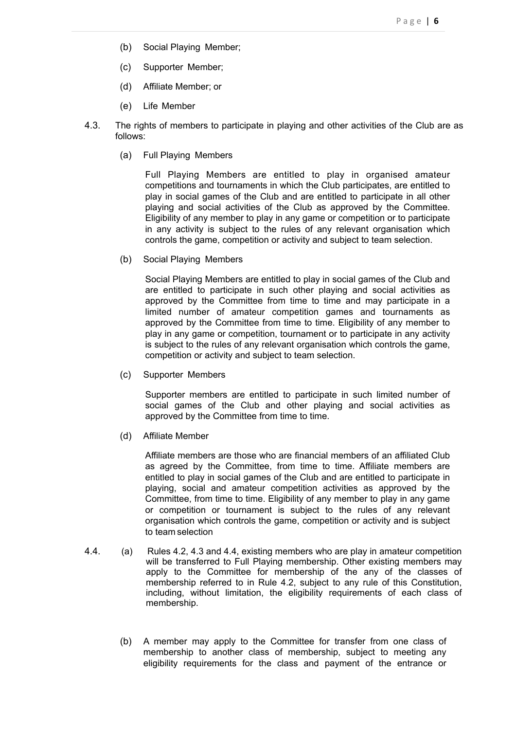- (b) Social Playing Member;
- (c) Supporter Member;
- (d) Affiliate Member; or
- (e) Life Member

4.3. The rights of members to participate in playing and other activities of the Club are as follows:

(a) Full Playing Members

Full Playing Members are entitled to play in organised amateur competitions and tournaments in which the Club participates, are entitled to play in social games of the Club and are entitled to participate in all other playing and social activities of the Club as approved by the Committee. Eligibility of any member to play in any game or competition or to participate in any activity is subject to the rules of any relevant organisation which controls the game, competition or activity and subject to team selection.

(b) Social Playing Members

Social Playing Members are entitled to play in social games of the Club and are entitled to participate in such other playing and social activities as approved by the Committee from time to time and may participate in a limited number of amateur competition games and tournaments as approved by the Committee from time to time. Eligibility of any member to play in any game or competition, tournament or to participate in any activity is subject to the rules of any relevant organisation which controls the game, competition or activity and subject to team selection.

(c) Supporter Members

Supporter members are entitled to participate in such limited number of social games of the Club and other playing and social activities as approved by the Committee from time to time.

(d) Affiliate Member

Affiliate members are those who are financial members of an affiliated Club as agreed by the Committee, from time to time. Affiliate members are entitled to play in social games of the Club and are entitled to participate in playing, social and amateur competition activities as approved by the Committee, from time to time. Eligibility of any member to play in any game or competition or tournament is subject to the rules of any relevant organisation which controls the game, competition or activity and is subject to team selection

4.4. (a) Rules 4.2, 4.3 and 4.4, existing members who are play in amateur competition will be transferred to Full Playing membership. Other existing members may apply to the Committee for membership of the any of the classes of membership referred to in Rule 4.2, subject to any rule of this Constitution, including, without limitation, the eligibility requirements of each class of membership.

(b) A member may apply to the Committee for transfer from one class of membership to another class of membership, subject to meeting any eligibility requirements for the class and payment of the entrance or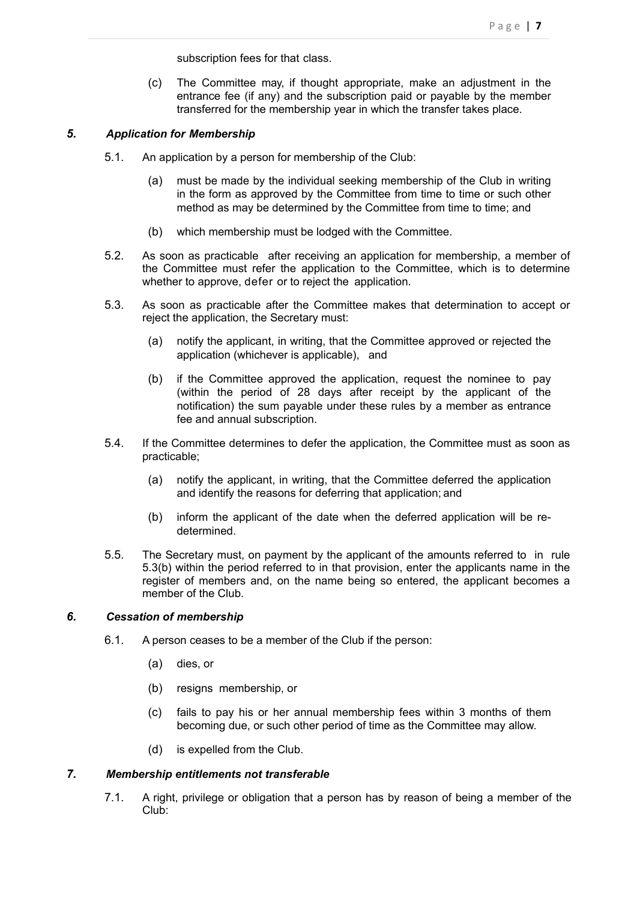subscription fees for that class.

(c) The Committee may, if thought appropriate, make an adjustment in the entrance fee (if any) and the subscription paid or payable by the member transferred for the membership year in which the transfer takes place.

### *5. Application for Membership*

5.1. An application by a person for membership of the Club:

(a) must be made by the individual seeking membership of the Club in writing in the form as approved by the Committee from time to time or such other method as may be determined by the Committee from time to time; and

(b) which membership must be lodged with the Committee.

5.2. As soon as practicable after receiving an application for membership, a member of the Committee must refer the application to the Committee, which is to determine whether to approve, defer or to reject the application.

5.3. As soon as practicable after the Committee makes that determination to accept or reject the application, the Secretary must:

(a) notify the applicant, in writing, that the Committee approved or rejected the application (whichever is applicable), and

(b) if the Committee approved the application, request the nominee to pay (within the period of 28 days after receipt by the applicant of the notification) the sum payable under these rules by a member as entrance fee and annual subscription.

5.4. If the Committee determines to defer the application, the Committee must as soon as practicable;

(a) notify the applicant, in writing, that the Committee deferred the application and identify the reasons for deferring that application; and

(b) inform the applicant of the date when the deferred application will be re-determined.

5.5. The Secretary must, on payment by the applicant of the amounts referred to in rule 5.3(b) within the period referred to in that provision, enter the applicants name in the register of members and, on the name being so entered, the applicant becomes a member of the Club.

### *6. Cessation of membership*

6.1. A person ceases to be a member of the Club if the person:

(a) dies, or

(b) resigns membership, or

(c) fails to pay his or her annual membership fees within 3 months of them becoming due, or such other period of time as the Committee may allow.

(d) is expelled from the Club.

### *7. Membership entitlements not transferable*

7.1. A right, privilege or obligation that a person has by reason of being a member of the Club: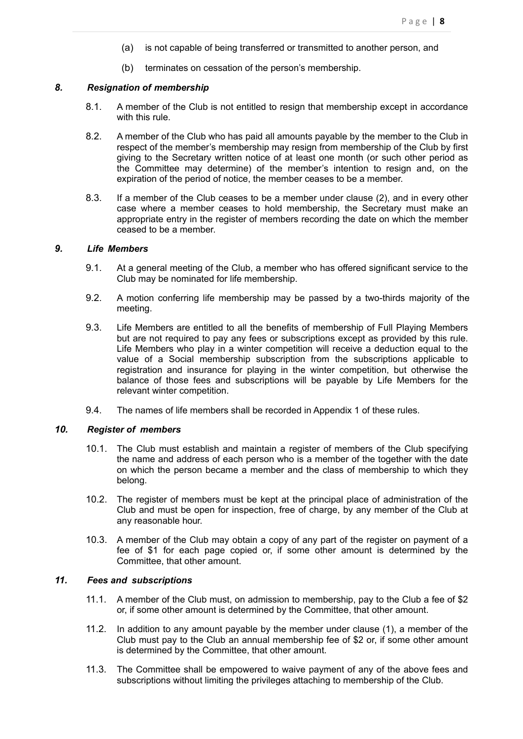(a) is not capable of being transferred or transmitted to another person, and

(b) terminates on cessation of the person's membership.

### *8. Resignation of membership*

8.1. A member of the Club is not entitled to resign that membership except in accordance with this rule.

8.2. A member of the Club who has paid all amounts payable by the member to the Club in respect of the member's membership may resign from membership of the Club by first giving to the Secretary written notice of at least one month (or such other period as the Committee may determine) of the member's intention to resign and, on the expiration of the period of notice, the member ceases to be a member.

8.3. If a member of the Club ceases to be a member under clause (2), and in every other case where a member ceases to hold membership, the Secretary must make an appropriate entry in the register of members recording the date on which the member ceased to be a member.

### *9. Life Members*

9.1. At a general meeting of the Club, a member who has offered significant service to the Club may be nominated for life membership.

9.2. A motion conferring life membership may be passed by a two-thirds majority of the meeting.

9.3. Life Members are entitled to all the benefits of membership of Full Playing Members but are not required to pay any fees or subscriptions except as provided by this rule. Life Members who play in a winter competition will receive a deduction equal to the value of a Social membership subscription from the subscriptions applicable to registration and insurance for playing in the winter competition, but otherwise the balance of those fees and subscriptions will be payable by Life Members for the relevant winter competition.

9.4. The names of life members shall be recorded in Appendix 1 of these rules.

### *10. Register of members*

10.1. The Club must establish and maintain a register of members of the Club specifying the name and address of each person who is a member of the together with the date on which the person became a member and the class of membership to which they belong.

10.2. The register of members must be kept at the principal place of administration of the Club and must be open for inspection, free of charge, by any member of the Club at any reasonable hour.

10.3. A member of the Club may obtain a copy of any part of the register on payment of a fee of $1 for each page copied or, if some other amount is determined by the Committee, that other amount.

### *11. Fees and subscriptions*

11.1. A member of the Club must, on admission to membership, pay to the Club a fee of $2 or, if some other amount is determined by the Committee, that other amount.

11.2. In addition to any amount payable by the member under clause (1), a member of the Club must pay to the Club an annual membership fee of $2 or, if some other amount is determined by the Committee, that other amount.

11.3. The Committee shall be empowered to waive payment of any of the above fees and subscriptions without limiting the privileges attaching to membership of the Club.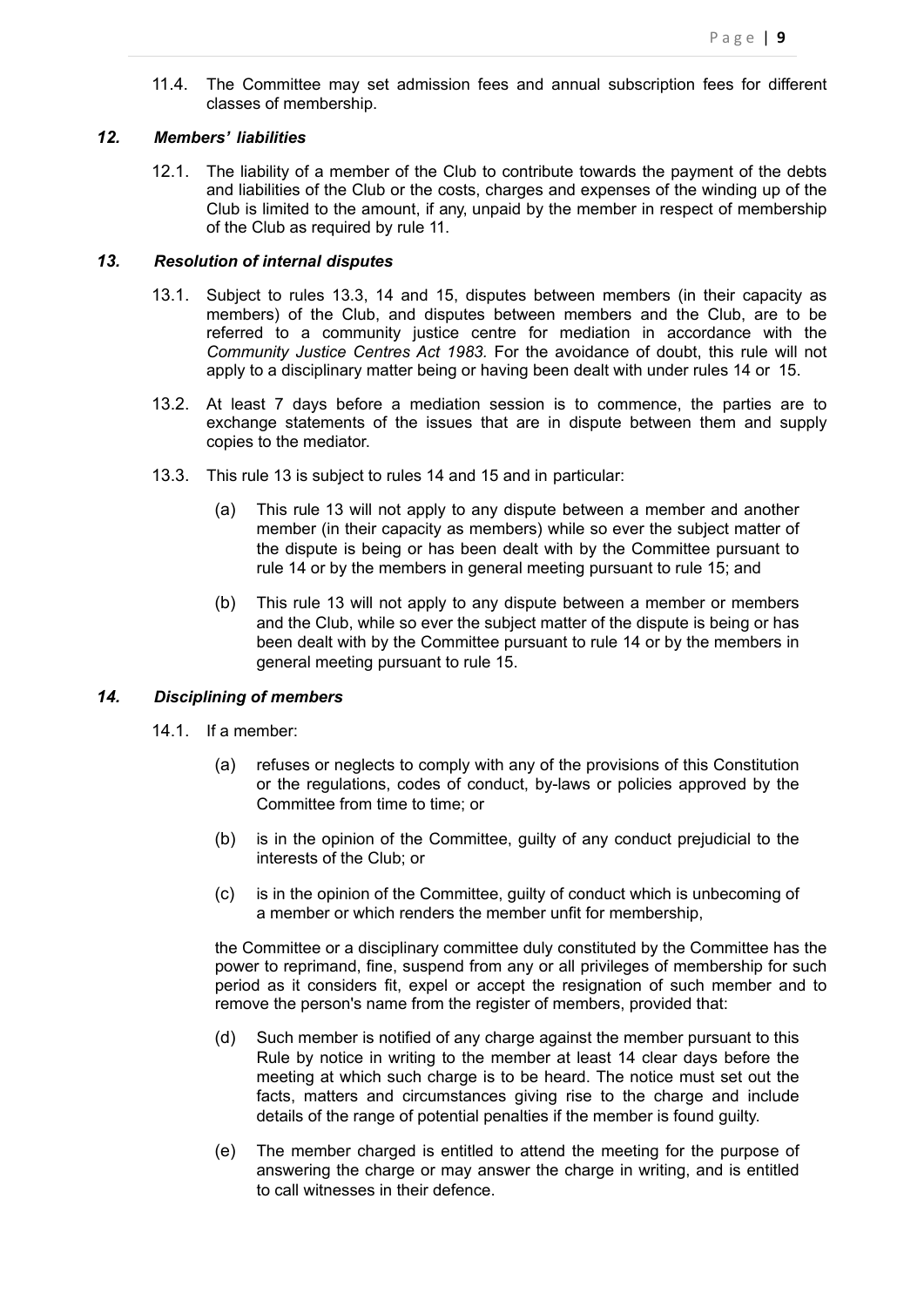11.4. The Committee may set admission fees and annual subscription fees for different classes of membership.

### *12. Members' liabilities*

12.1. The liability of a member of the Club to contribute towards the payment of the debts and liabilities of the Club or the costs, charges and expenses of the winding up of the Club is limited to the amount, if any, unpaid by the member in respect of membership of the Club as required by rule 11.

### *13. Resolution of internal disputes*

13.1. Subject to rules 13.3, 14 and 15, disputes between members (in their capacity as members) of the Club, and disputes between members and the Club, are to be referred to a community justice centre for mediation in accordance with the *Community Justice Centres Act 1983.* For the avoidance of doubt, this rule will not apply to a disciplinary matter being or having been dealt with under rules 14 or 15.

13.2. At least 7 days before a mediation session is to commence, the parties are to exchange statements of the issues that are in dispute between them and supply copies to the mediator.

13.3. This rule 13 is subject to rules 14 and 15 and in particular:

(a) This rule 13 will not apply to any dispute between a member and another member (in their capacity as members) while so ever the subject matter of the dispute is being or has been dealt with by the Committee pursuant to rule 14 or by the members in general meeting pursuant to rule 15; and

(b) This rule 13 will not apply to any dispute between a member or members and the Club, while so ever the subject matter of the dispute is being or has been dealt with by the Committee pursuant to rule 14 or by the members in general meeting pursuant to rule 15.

### *14. Disciplining of members*

14.1. If a member:

(a) refuses or neglects to comply with any of the provisions of this Constitution or the regulations, codes of conduct, by-laws or policies approved by the Committee from time to time; or

(b) is in the opinion of the Committee, guilty of any conduct prejudicial to the interests of the Club; or

(c) is in the opinion of the Committee, guilty of conduct which is unbecoming of a member or which renders the member unfit for membership,

the Committee or a disciplinary committee duly constituted by the Committee has the power to reprimand, fine, suspend from any or all privileges of membership for such period as it considers fit, expel or accept the resignation of such member and to remove the person's name from the register of members, provided that:

(d) Such member is notified of any charge against the member pursuant to this Rule by notice in writing to the member at least 14 clear days before the meeting at which such charge is to be heard. The notice must set out the facts, matters and circumstances giving rise to the charge and include details of the range of potential penalties if the member is found guilty.

(e) The member charged is entitled to attend the meeting for the purpose of answering the charge or may answer the charge in writing, and is entitled to call witnesses in their defence.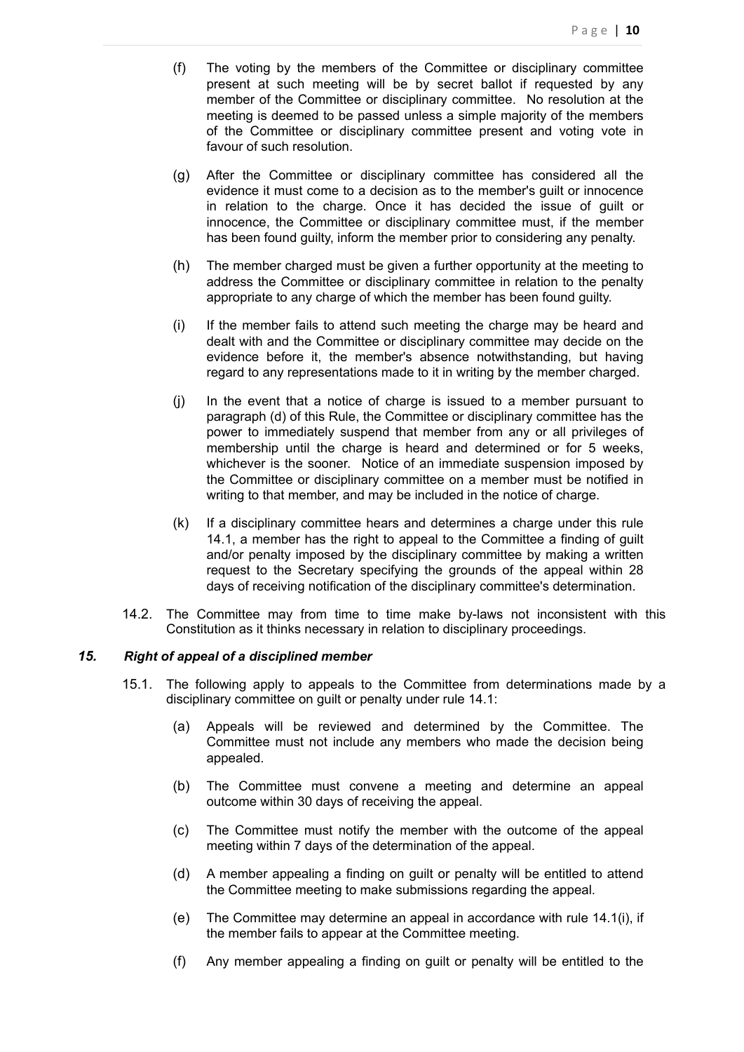(f) The voting by the members of the Committee or disciplinary committee present at such meeting will be by secret ballot if requested by any member of the Committee or disciplinary committee. No resolution at the meeting is deemed to be passed unless a simple majority of the members of the Committee or disciplinary committee present and voting vote in favour of such resolution.

(g) After the Committee or disciplinary committee has considered all the evidence it must come to a decision as to the member's guilt or innocence in relation to the charge. Once it has decided the issue of guilt or innocence, the Committee or disciplinary committee must, if the member has been found guilty, inform the member prior to considering any penalty.

(h) The member charged must be given a further opportunity at the meeting to address the Committee or disciplinary committee in relation to the penalty appropriate to any charge of which the member has been found guilty.

(i) If the member fails to attend such meeting the charge may be heard and dealt with and the Committee or disciplinary committee may decide on the evidence before it, the member's absence notwithstanding, but having regard to any representations made to it in writing by the member charged.

(j) In the event that a notice of charge is issued to a member pursuant to paragraph (d) of this Rule, the Committee or disciplinary committee has the power to immediately suspend that member from any or all privileges of membership until the charge is heard and determined or for 5 weeks, whichever is the sooner. Notice of an immediate suspension imposed by the Committee or disciplinary committee on a member must be notified in writing to that member, and may be included in the notice of charge.

(k) If a disciplinary committee hears and determines a charge under this rule 14.1, a member has the right to appeal to the Committee a finding of guilt and/or penalty imposed by the disciplinary committee by making a written request to the Secretary specifying the grounds of the appeal within 28 days of receiving notification of the disciplinary committee's determination.

14.2. The Committee may from time to time make by-laws not inconsistent with this Constitution as it thinks necessary in relation to disciplinary proceedings.

### *15. Right of appeal of a disciplined member*

15.1. The following apply to appeals to the Committee from determinations made by a disciplinary committee on guilt or penalty under rule 14.1:

(a) Appeals will be reviewed and determined by the Committee. The Committee must not include any members who made the decision being appealed.

(b) The Committee must convene a meeting and determine an appeal outcome within 30 days of receiving the appeal.

(c) The Committee must notify the member with the outcome of the appeal meeting within 7 days of the determination of the appeal.

(d) A member appealing a finding on guilt or penalty will be entitled to attend the Committee meeting to make submissions regarding the appeal.

(e) The Committee may determine an appeal in accordance with rule 14.1(i), if the member fails to appear at the Committee meeting.

(f) Any member appealing a finding on guilt or penalty will be entitled to the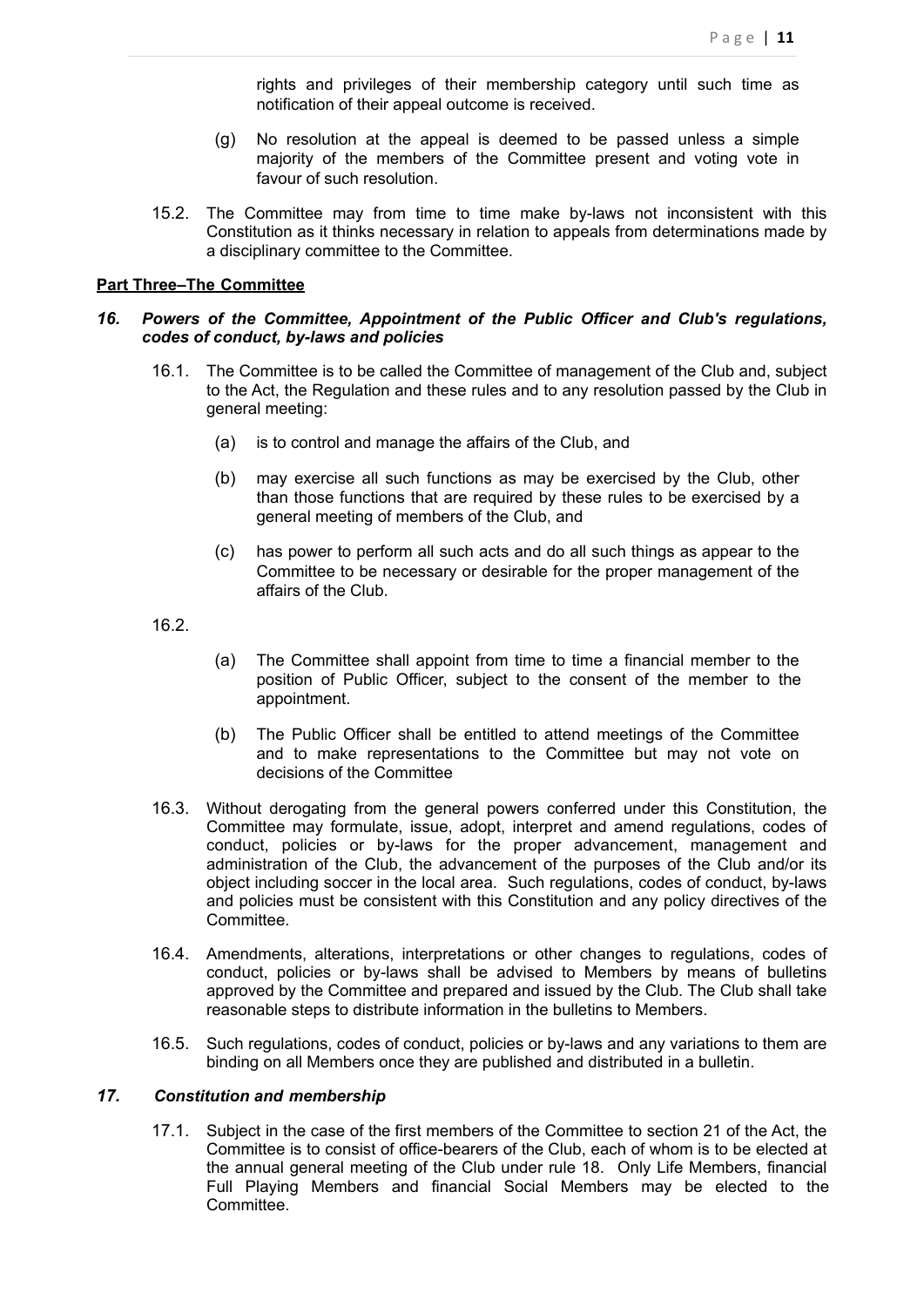rights and privileges of their membership category until such time as notification of their appeal outcome is received.

(g) No resolution at the appeal is deemed to be passed unless a simple majority of the members of the Committee present and voting vote in favour of such resolution.

15.2. The Committee may from time to time make by-laws not inconsistent with this Constitution as it thinks necessary in relation to appeals from determinations made by a disciplinary committee to the Committee.

**Part Three–The Committee**

### *16. Powers of the Committee, Appointment of the Public Officer and Club's regulations, codes of conduct, by-laws and policies*

16.1. The Committee is to be called the Committee of management of the Club and, subject to the Act, the Regulation and these rules and to any resolution passed by the Club in general meeting:

(a) is to control and manage the affairs of the Club, and

(b) may exercise all such functions as may be exercised by the Club, other than those functions that are required by these rules to be exercised by a general meeting of members of the Club, and

(c) has power to perform all such acts and do all such things as appear to the Committee to be necessary or desirable for the proper management of the affairs of the Club.

16.2.

(a) The Committee shall appoint from time to time a financial member to the position of Public Officer, subject to the consent of the member to the appointment.

(b) The Public Officer shall be entitled to attend meetings of the Committee and to make representations to the Committee but may not vote on decisions of the Committee

16.3. Without derogating from the general powers conferred under this Constitution, the Committee may formulate, issue, adopt, interpret and amend regulations, codes of conduct, policies or by-laws for the proper advancement, management and administration of the Club, the advancement of the purposes of the Club and/or its object including soccer in the local area. Such regulations, codes of conduct, by-laws and policies must be consistent with this Constitution and any policy directives of the Committee.

16.4. Amendments, alterations, interpretations or other changes to regulations, codes of conduct, policies or by-laws shall be advised to Members by means of bulletins approved by the Committee and prepared and issued by the Club. The Club shall take reasonable steps to distribute information in the bulletins to Members.

16.5. Such regulations, codes of conduct, policies or by-laws and any variations to them are binding on all Members once they are published and distributed in a bulletin.

### *17. Constitution and membership*

17.1. Subject in the case of the first members of the Committee to section 21 of the Act, the Committee is to consist of office-bearers of the Club, each of whom is to be elected at the annual general meeting of the Club under rule 18. Only Life Members, financial Full Playing Members and financial Social Members may be elected to the Committee.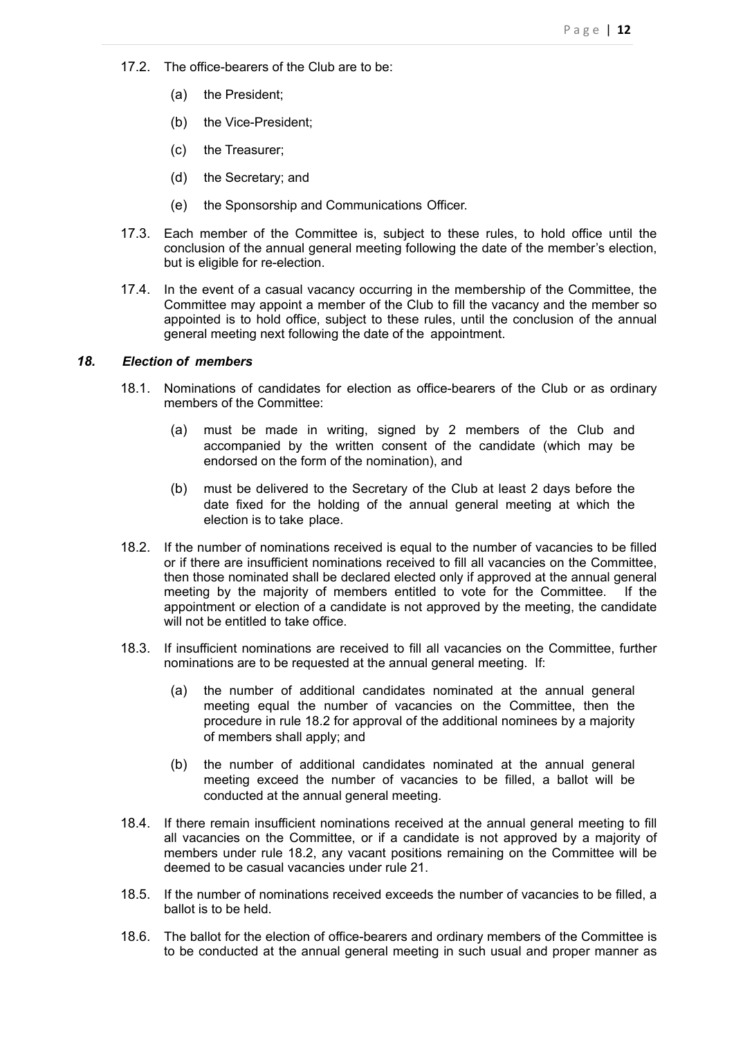17.2. The office-bearers of the Club are to be:

(a) the President;

(b) the Vice-President;

(c) the Treasurer;

(d) the Secretary; and

(e) the Sponsorship and Communications Officer.

17.3. Each member of the Committee is, subject to these rules, to hold office until the conclusion of the annual general meeting following the date of the member's election, but is eligible for re-election.

17.4. In the event of a casual vacancy occurring in the membership of the Committee, the Committee may appoint a member of the Club to fill the vacancy and the member so appointed is to hold office, subject to these rules, until the conclusion of the annual general meeting next following the date of the appointment.

### *18. Election of members*

18.1. Nominations of candidates for election as office-bearers of the Club or as ordinary members of the Committee:

(a) must be made in writing, signed by 2 members of the Club and accompanied by the written consent of the candidate (which may be endorsed on the form of the nomination), and

(b) must be delivered to the Secretary of the Club at least 2 days before the date fixed for the holding of the annual general meeting at which the election is to take place.

18.2. If the number of nominations received is equal to the number of vacancies to be filled or if there are insufficient nominations received to fill all vacancies on the Committee, then those nominated shall be declared elected only if approved at the annual general meeting by the majority of members entitled to vote for the Committee. If the appointment or election of a candidate is not approved by the meeting, the candidate will not be entitled to take office.

18.3. If insufficient nominations are received to fill all vacancies on the Committee, further nominations are to be requested at the annual general meeting. If:

(a) the number of additional candidates nominated at the annual general meeting equal the number of vacancies on the Committee, then the procedure in rule 18.2 for approval of the additional nominees by a majority of members shall apply; and

(b) the number of additional candidates nominated at the annual general meeting exceed the number of vacancies to be filled, a ballot will be conducted at the annual general meeting.

18.4. If there remain insufficient nominations received at the annual general meeting to fill all vacancies on the Committee, or if a candidate is not approved by a majority of members under rule 18.2, any vacant positions remaining on the Committee will be deemed to be casual vacancies under rule 21.

18.5. If the number of nominations received exceeds the number of vacancies to be filled, a ballot is to be held.

18.6. The ballot for the election of office-bearers and ordinary members of the Committee is to be conducted at the annual general meeting in such usual and proper manner as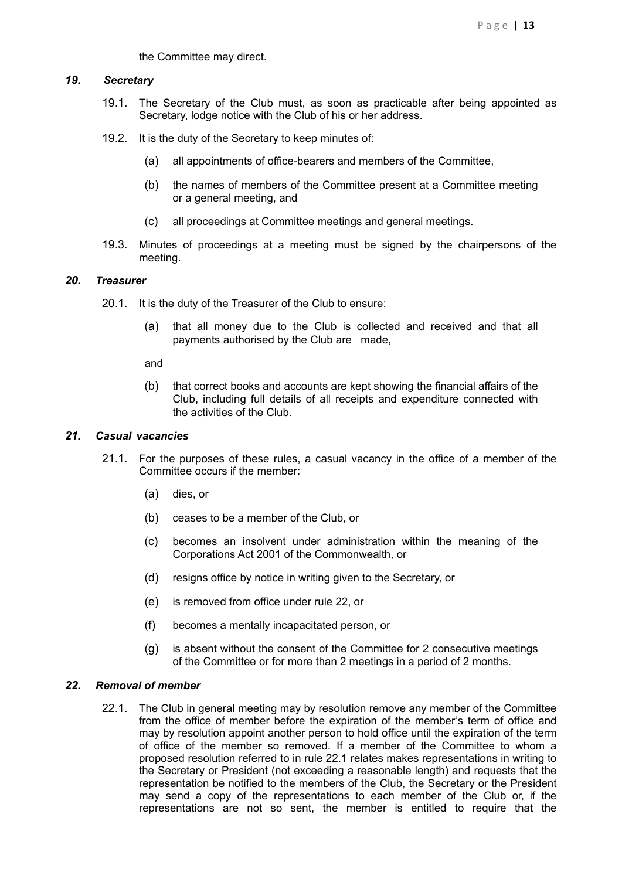the Committee may direct.

### *19. Secretary*

19.1. The Secretary of the Club must, as soon as practicable after being appointed as Secretary, lodge notice with the Club of his or her address.

19.2. It is the duty of the Secretary to keep minutes of:

(a) all appointments of office-bearers and members of the Committee,

(b) the names of members of the Committee present at a Committee meeting or a general meeting, and

(c) all proceedings at Committee meetings and general meetings.

19.3. Minutes of proceedings at a meeting must be signed by the chairpersons of the meeting.

### *20. Treasurer*

20.1. It is the duty of the Treasurer of the Club to ensure:

(a) that all money due to the Club is collected and received and that all payments authorised by the Club are made,

and

(b) that correct books and accounts are kept showing the financial affairs of the Club, including full details of all receipts and expenditure connected with the activities of the Club.

### *21. Casual vacancies*

21.1. For the purposes of these rules, a casual vacancy in the office of a member of the Committee occurs if the member:

(a) dies, or

(b) ceases to be a member of the Club, or

(c) becomes an insolvent under administration within the meaning of the Corporations Act 2001 of the Commonwealth, or

(d) resigns office by notice in writing given to the Secretary, or

(e) is removed from office under rule 22, or

(f) becomes a mentally incapacitated person, or

(g) is absent without the consent of the Committee for 2 consecutive meetings of the Committee or for more than 2 meetings in a period of 2 months.

### *22. Removal of member*

22.1. The Club in general meeting may by resolution remove any member of the Committee from the office of member before the expiration of the member's term of office and may by resolution appoint another person to hold office until the expiration of the term of office of the member so removed. If a member of the Committee to whom a proposed resolution referred to in rule 22.1 relates makes representations in writing to the Secretary or President (not exceeding a reasonable length) and requests that the representation be notified to the members of the Club, the Secretary or the President may send a copy of the representations to each member of the Club or, if the representations are not so sent, the member is entitled to require that the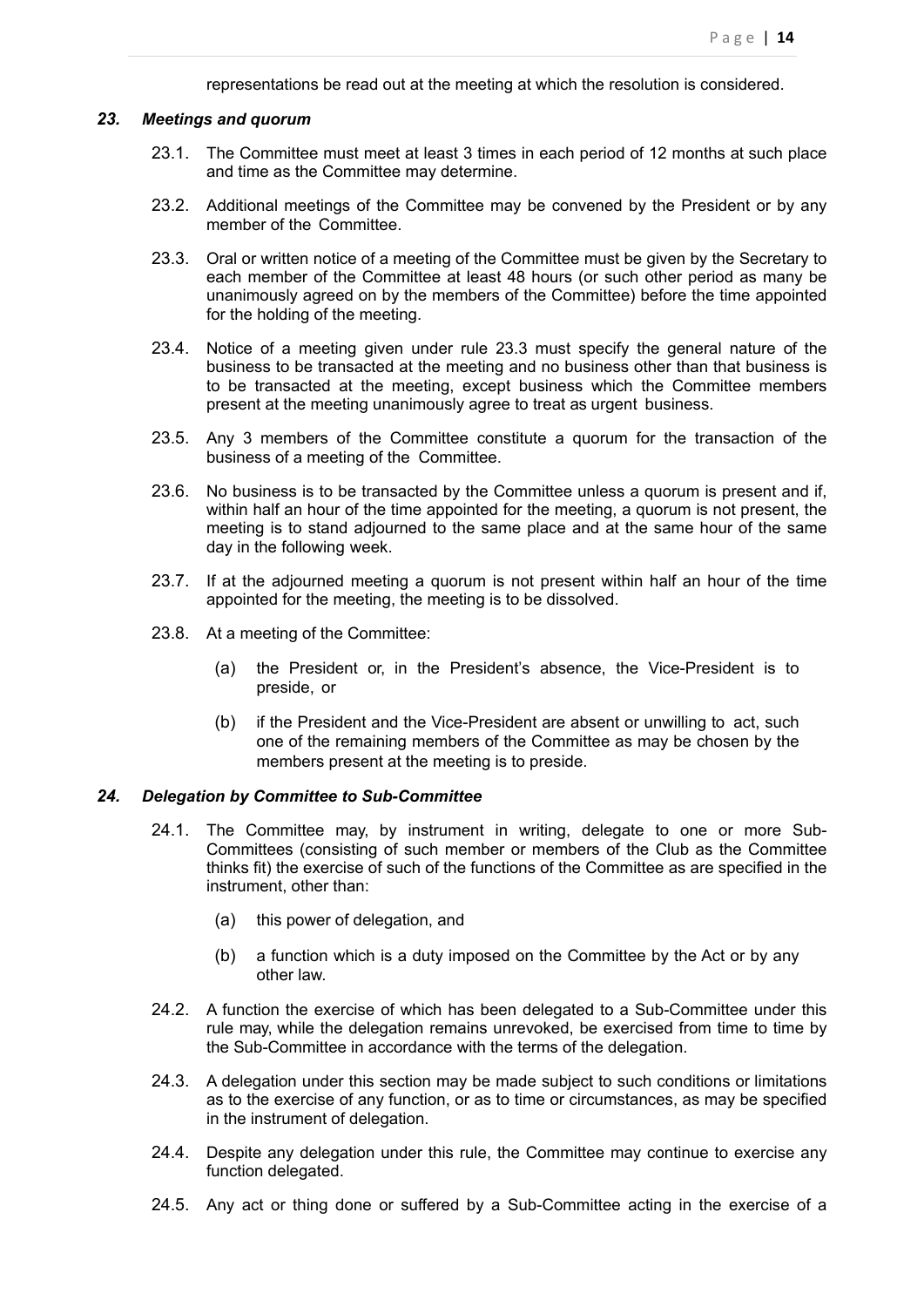representations be read out at the meeting at which the resolution is considered.

### *23. Meetings and quorum*

23.1. The Committee must meet at least 3 times in each period of 12 months at such place and time as the Committee may determine.

23.2. Additional meetings of the Committee may be convened by the President or by any member of the Committee.

23.3. Oral or written notice of a meeting of the Committee must be given by the Secretary to each member of the Committee at least 48 hours (or such other period as many be unanimously agreed on by the members of the Committee) before the time appointed for the holding of the meeting.

23.4. Notice of a meeting given under rule 23.3 must specify the general nature of the business to be transacted at the meeting and no business other than that business is to be transacted at the meeting, except business which the Committee members present at the meeting unanimously agree to treat as urgent business.

23.5. Any 3 members of the Committee constitute a quorum for the transaction of the business of a meeting of the Committee.

23.6. No business is to be transacted by the Committee unless a quorum is present and if, within half an hour of the time appointed for the meeting, a quorum is not present, the meeting is to stand adjourned to the same place and at the same hour of the same day in the following week.

23.7. If at the adjourned meeting a quorum is not present within half an hour of the time appointed for the meeting, the meeting is to be dissolved.

23.8. At a meeting of the Committee:

(a) the President or, in the President's absence, the Vice-President is to preside, or

(b) if the President and the Vice-President are absent or unwilling to act, such one of the remaining members of the Committee as may be chosen by the members present at the meeting is to preside.

### *24. Delegation by Committee to Sub-Committee*

24.1. The Committee may, by instrument in writing, delegate to one or more Sub-Committees (consisting of such member or members of the Club as the Committee thinks fit) the exercise of such of the functions of the Committee as are specified in the instrument, other than:

(a) this power of delegation, and

(b) a function which is a duty imposed on the Committee by the Act or by any other law.

24.2. A function the exercise of which has been delegated to a Sub-Committee under this rule may, while the delegation remains unrevoked, be exercised from time to time by the Sub-Committee in accordance with the terms of the delegation.

24.3. A delegation under this section may be made subject to such conditions or limitations as to the exercise of any function, or as to time or circumstances, as may be specified in the instrument of delegation.

24.4. Despite any delegation under this rule, the Committee may continue to exercise any function delegated.

24.5. Any act or thing done or suffered by a Sub-Committee acting in the exercise of a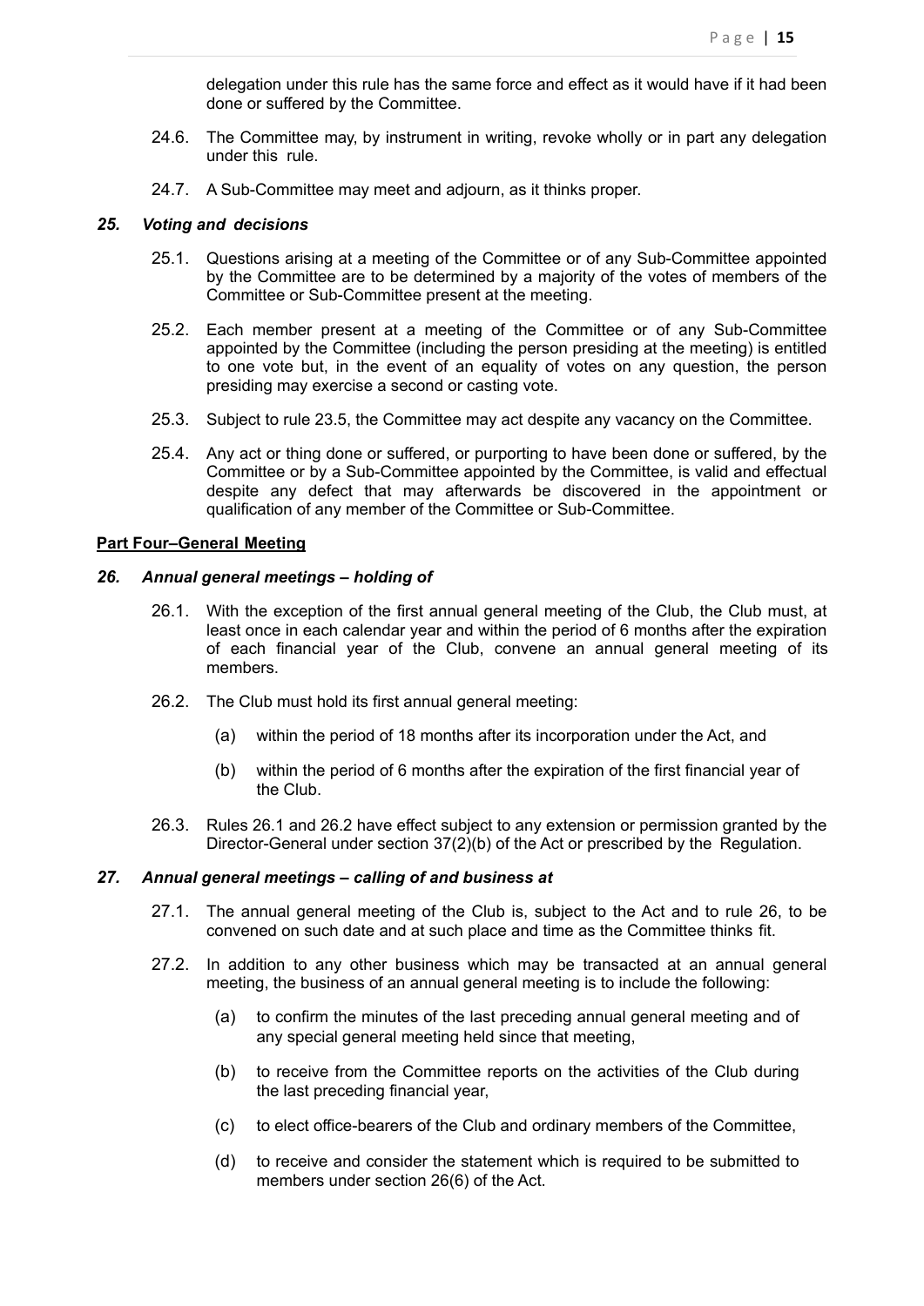delegation under this rule has the same force and effect as it would have if it had been done or suffered by the Committee.

24.6. The Committee may, by instrument in writing, revoke wholly or in part any delegation under this rule.

24.7. A Sub-Committee may meet and adjourn, as it thinks proper.

### *25. Voting and decisions*

25.1. Questions arising at a meeting of the Committee or of any Sub-Committee appointed by the Committee are to be determined by a majority of the votes of members of the Committee or Sub-Committee present at the meeting.

25.2. Each member present at a meeting of the Committee or of any Sub-Committee appointed by the Committee (including the person presiding at the meeting) is entitled to one vote but, in the event of an equality of votes on any question, the person presiding may exercise a second or casting vote.

25.3. Subject to rule 23.5, the Committee may act despite any vacancy on the Committee.

25.4. Any act or thing done or suffered, or purporting to have been done or suffered, by the Committee or by a Sub-Committee appointed by the Committee, is valid and effectual despite any defect that may afterwards be discovered in the appointment or qualification of any member of the Committee or Sub-Committee.

## **Part Four–General Meeting**

### *26. Annual general meetings – holding of*

26.1. With the exception of the first annual general meeting of the Club, the Club must, at least once in each calendar year and within the period of 6 months after the expiration of each financial year of the Club, convene an annual general meeting of its members.

26.2. The Club must hold its first annual general meeting:

(a) within the period of 18 months after its incorporation under the Act, and

(b) within the period of 6 months after the expiration of the first financial year of the Club.

26.3. Rules 26.1 and 26.2 have effect subject to any extension or permission granted by the Director-General under section 37(2)(b) of the Act or prescribed by the Regulation.

### *27. Annual general meetings – calling of and business at*

27.1. The annual general meeting of the Club is, subject to the Act and to rule 26, to be convened on such date and at such place and time as the Committee thinks fit.

27.2. In addition to any other business which may be transacted at an annual general meeting, the business of an annual general meeting is to include the following:

(a) to confirm the minutes of the last preceding annual general meeting and of any special general meeting held since that meeting,

(b) to receive from the Committee reports on the activities of the Club during the last preceding financial year,

(c) to elect office-bearers of the Club and ordinary members of the Committee,

(d) to receive and consider the statement which is required to be submitted to members under section 26(6) of the Act.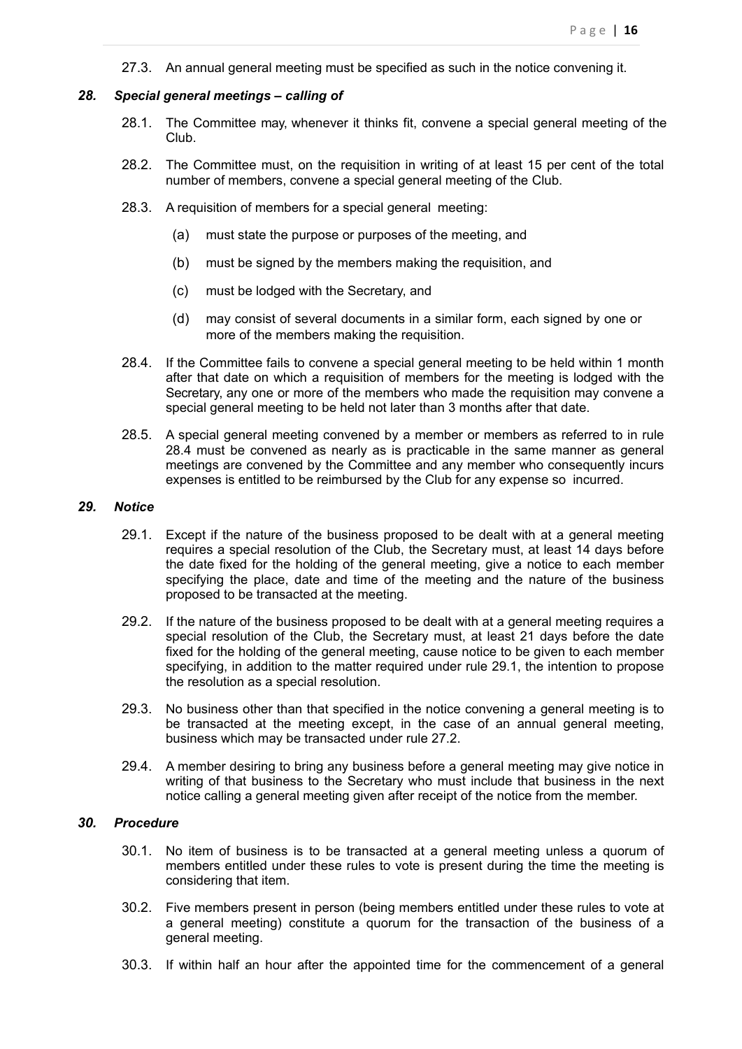27.3. An annual general meeting must be specified as such in the notice convening it.

### *28. Special general meetings – calling of*

28.1. The Committee may, whenever it thinks fit, convene a special general meeting of the Club.

28.2. The Committee must, on the requisition in writing of at least 15 per cent of the total number of members, convene a special general meeting of the Club.

28.3. A requisition of members for a special general meeting:

(a) must state the purpose or purposes of the meeting, and

(b) must be signed by the members making the requisition, and

(c) must be lodged with the Secretary, and

(d) may consist of several documents in a similar form, each signed by one or more of the members making the requisition.

28.4. If the Committee fails to convene a special general meeting to be held within 1 month after that date on which a requisition of members for the meeting is lodged with the Secretary, any one or more of the members who made the requisition may convene a special general meeting to be held not later than 3 months after that date.

28.5. A special general meeting convened by a member or members as referred to in rule 28.4 must be convened as nearly as is practicable in the same manner as general meetings are convened by the Committee and any member who consequently incurs expenses is entitled to be reimbursed by the Club for any expense so incurred.

### *29. Notice*

29.1. Except if the nature of the business proposed to be dealt with at a general meeting requires a special resolution of the Club, the Secretary must, at least 14 days before the date fixed for the holding of the general meeting, give a notice to each member specifying the place, date and time of the meeting and the nature of the business proposed to be transacted at the meeting.

29.2. If the nature of the business proposed to be dealt with at a general meeting requires a special resolution of the Club, the Secretary must, at least 21 days before the date fixed for the holding of the general meeting, cause notice to be given to each member specifying, in addition to the matter required under rule 29.1, the intention to propose the resolution as a special resolution.

29.3. No business other than that specified in the notice convening a general meeting is to be transacted at the meeting except, in the case of an annual general meeting, business which may be transacted under rule 27.2.

29.4. A member desiring to bring any business before a general meeting may give notice in writing of that business to the Secretary who must include that business in the next notice calling a general meeting given after receipt of the notice from the member.

### *30. Procedure*

30.1. No item of business is to be transacted at a general meeting unless a quorum of members entitled under these rules to vote is present during the time the meeting is considering that item.

30.2. Five members present in person (being members entitled under these rules to vote at a general meeting) constitute a quorum for the transaction of the business of a general meeting.

30.3. If within half an hour after the appointed time for the commencement of a general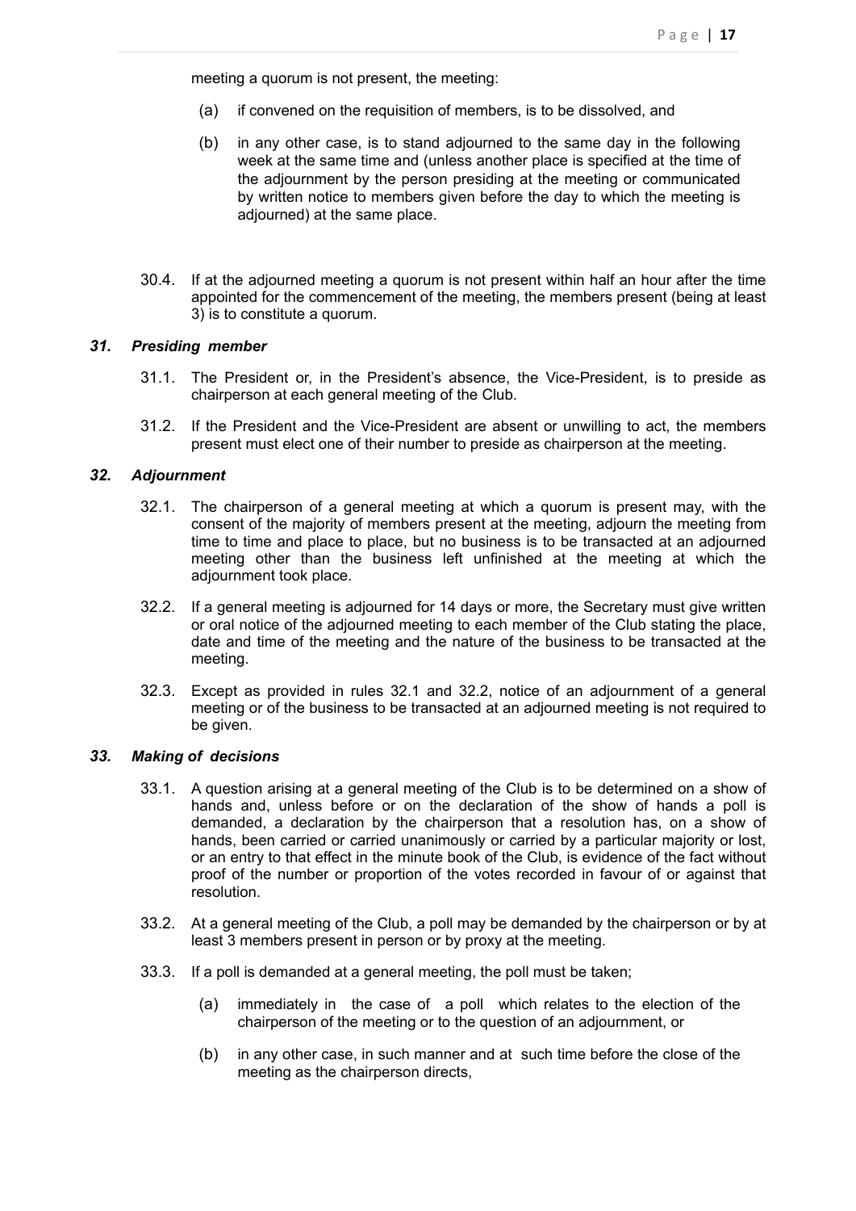meeting a quorum is not present, the meeting:

(a) if convened on the requisition of members, is to be dissolved, and

(b) in any other case, is to stand adjourned to the same day in the following week at the same time and (unless another place is specified at the time of the adjournment by the person presiding at the meeting or communicated by written notice to members given before the day to which the meeting is adjourned) at the same place.

30.4. If at the adjourned meeting a quorum is not present within half an hour after the time appointed for the commencement of the meeting, the members present (being at least 3) is to constitute a quorum.

### *31. Presiding member*

31.1. The President or, in the President's absence, the Vice-President, is to preside as chairperson at each general meeting of the Club.

31.2. If the President and the Vice-President are absent or unwilling to act, the members present must elect one of their number to preside as chairperson at the meeting.

### *32. Adjournment*

32.1. The chairperson of a general meeting at which a quorum is present may, with the consent of the majority of members present at the meeting, adjourn the meeting from time to time and place to place, but no business is to be transacted at an adjourned meeting other than the business left unfinished at the meeting at which the adjournment took place.

32.2. If a general meeting is adjourned for 14 days or more, the Secretary must give written or oral notice of the adjourned meeting to each member of the Club stating the place, date and time of the meeting and the nature of the business to be transacted at the meeting.

32.3. Except as provided in rules 32.1 and 32.2, notice of an adjournment of a general meeting or of the business to be transacted at an adjourned meeting is not required to be given.

### *33. Making of decisions*

33.1. A question arising at a general meeting of the Club is to be determined on a show of hands and, unless before or on the declaration of the show of hands a poll is demanded, a declaration by the chairperson that a resolution has, on a show of hands, been carried or carried unanimously or carried by a particular majority or lost, or an entry to that effect in the minute book of the Club, is evidence of the fact without proof of the number or proportion of the votes recorded in favour of or against that resolution.

33.2. At a general meeting of the Club, a poll may be demanded by the chairperson or by at least 3 members present in person or by proxy at the meeting.

33.3. If a poll is demanded at a general meeting, the poll must be taken;

(a) immediately in the case of a poll which relates to the election of the chairperson of the meeting or to the question of an adjournment, or

(b) in any other case, in such manner and at such time before the close of the meeting as the chairperson directs,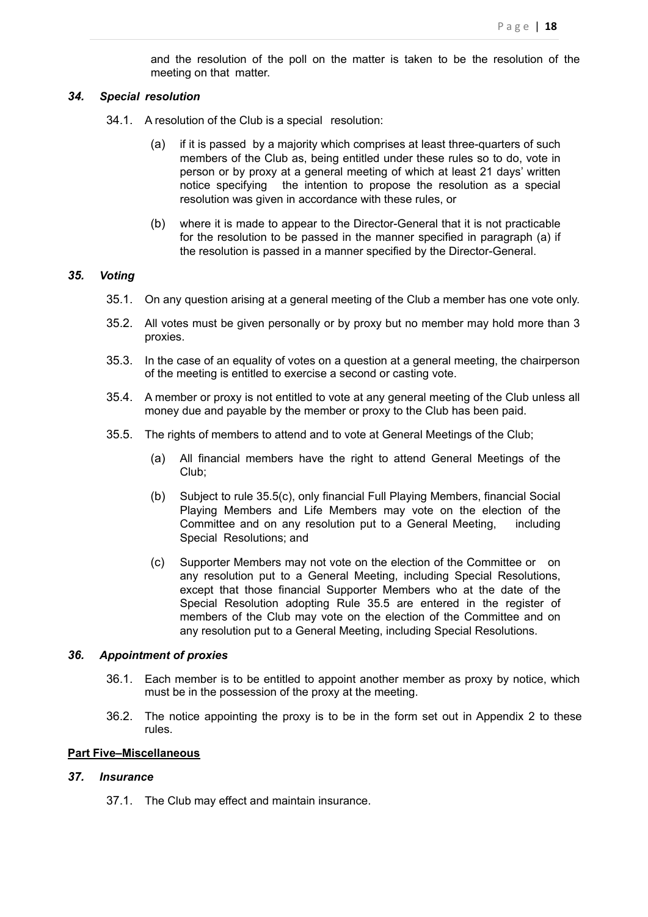and the resolution of the poll on the matter is taken to be the resolution of the meeting on that matter.

### *34. Special resolution*

34.1. A resolution of the Club is a special resolution:

(a) if it is passed by a majority which comprises at least three-quarters of such members of the Club as, being entitled under these rules so to do, vote in person or by proxy at a general meeting of which at least 21 days' written notice specifying the intention to propose the resolution as a special resolution was given in accordance with these rules, or

(b) where it is made to appear to the Director-General that it is not practicable for the resolution to be passed in the manner specified in paragraph (a) if the resolution is passed in a manner specified by the Director-General.

### *35. Voting*

35.1. On any question arising at a general meeting of the Club a member has one vote only.

35.2. All votes must be given personally or by proxy but no member may hold more than 3 proxies.

35.3. In the case of an equality of votes on a question at a general meeting, the chairperson of the meeting is entitled to exercise a second or casting vote.

35.4. A member or proxy is not entitled to vote at any general meeting of the Club unless all money due and payable by the member or proxy to the Club has been paid.

35.5. The rights of members to attend and to vote at General Meetings of the Club;

(a) All financial members have the right to attend General Meetings of the Club;

(b) Subject to rule 35.5(c), only financial Full Playing Members, financial Social Playing Members and Life Members may vote on the election of the Committee and on any resolution put to a General Meeting, including Special Resolutions; and

(c) Supporter Members may not vote on the election of the Committee or on any resolution put to a General Meeting, including Special Resolutions, except that those financial Supporter Members who at the date of the Special Resolution adopting Rule 35.5 are entered in the register of members of the Club may vote on the election of the Committee and on any resolution put to a General Meeting, including Special Resolutions.

### *36. Appointment of proxies*

36.1. Each member is to be entitled to appoint another member as proxy by notice, which must be in the possession of the proxy at the meeting.

36.2. The notice appointing the proxy is to be in the form set out in Appendix 2 to these rules.

## **Part Five–Miscellaneous**

### *37. Insurance*

37.1. The Club may effect and maintain insurance.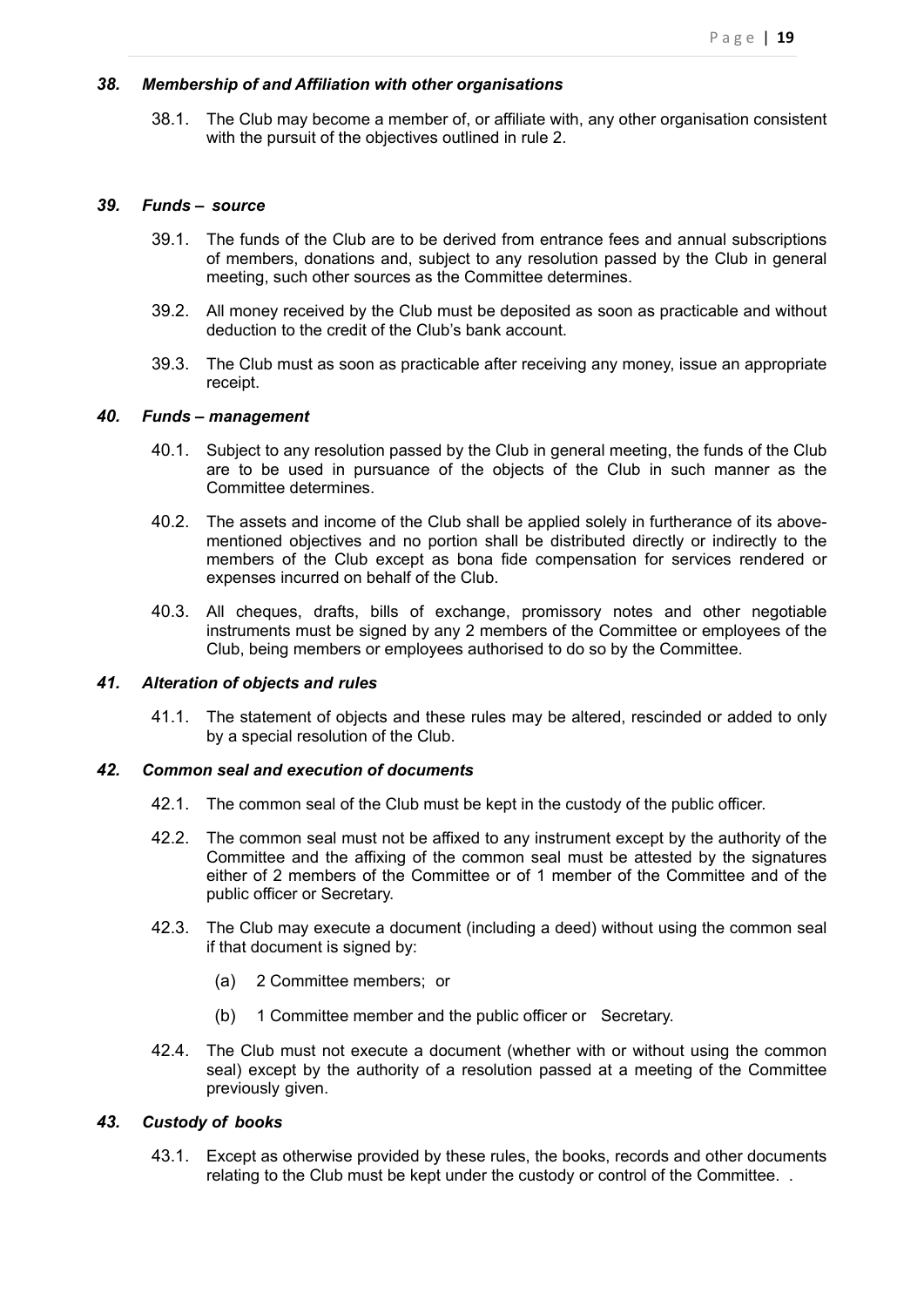### *38. Membership of and Affiliation with other organisations*

38.1. The Club may become a member of, or affiliate with, any other organisation consistent with the pursuit of the objectives outlined in rule 2.

### *39. Funds – source*

39.1. The funds of the Club are to be derived from entrance fees and annual subscriptions of members, donations and, subject to any resolution passed by the Club in general meeting, such other sources as the Committee determines.

39.2. All money received by the Club must be deposited as soon as practicable and without deduction to the credit of the Club's bank account.

39.3. The Club must as soon as practicable after receiving any money, issue an appropriate receipt.

### *40. Funds – management*

40.1. Subject to any resolution passed by the Club in general meeting, the funds of the Club are to be used in pursuance of the objects of the Club in such manner as the Committee determines.

40.2. The assets and income of the Club shall be applied solely in furtherance of its above-mentioned objectives and no portion shall be distributed directly or indirectly to the members of the Club except as bona fide compensation for services rendered or expenses incurred on behalf of the Club.

40.3. All cheques, drafts, bills of exchange, promissory notes and other negotiable instruments must be signed by any 2 members of the Committee or employees of the Club, being members or employees authorised to do so by the Committee.

### *41. Alteration of objects and rules*

41.1. The statement of objects and these rules may be altered, rescinded or added to only by a special resolution of the Club.

### *42. Common seal and execution of documents*

42.1. The common seal of the Club must be kept in the custody of the public officer.

42.2. The common seal must not be affixed to any instrument except by the authority of the Committee and the affixing of the common seal must be attested by the signatures either of 2 members of the Committee or of 1 member of the Committee and of the public officer or Secretary.

42.3. The Club may execute a document (including a deed) without using the common seal if that document is signed by:

(a) 2 Committee members; or

(b) 1 Committee member and the public officer or Secretary.

42.4. The Club must not execute a document (whether with or without using the common seal) except by the authority of a resolution passed at a meeting of the Committee previously given.

### *43. Custody of books*

43.1. Except as otherwise provided by these rules, the books, records and other documents relating to the Club must be kept under the custody or control of the Committee. .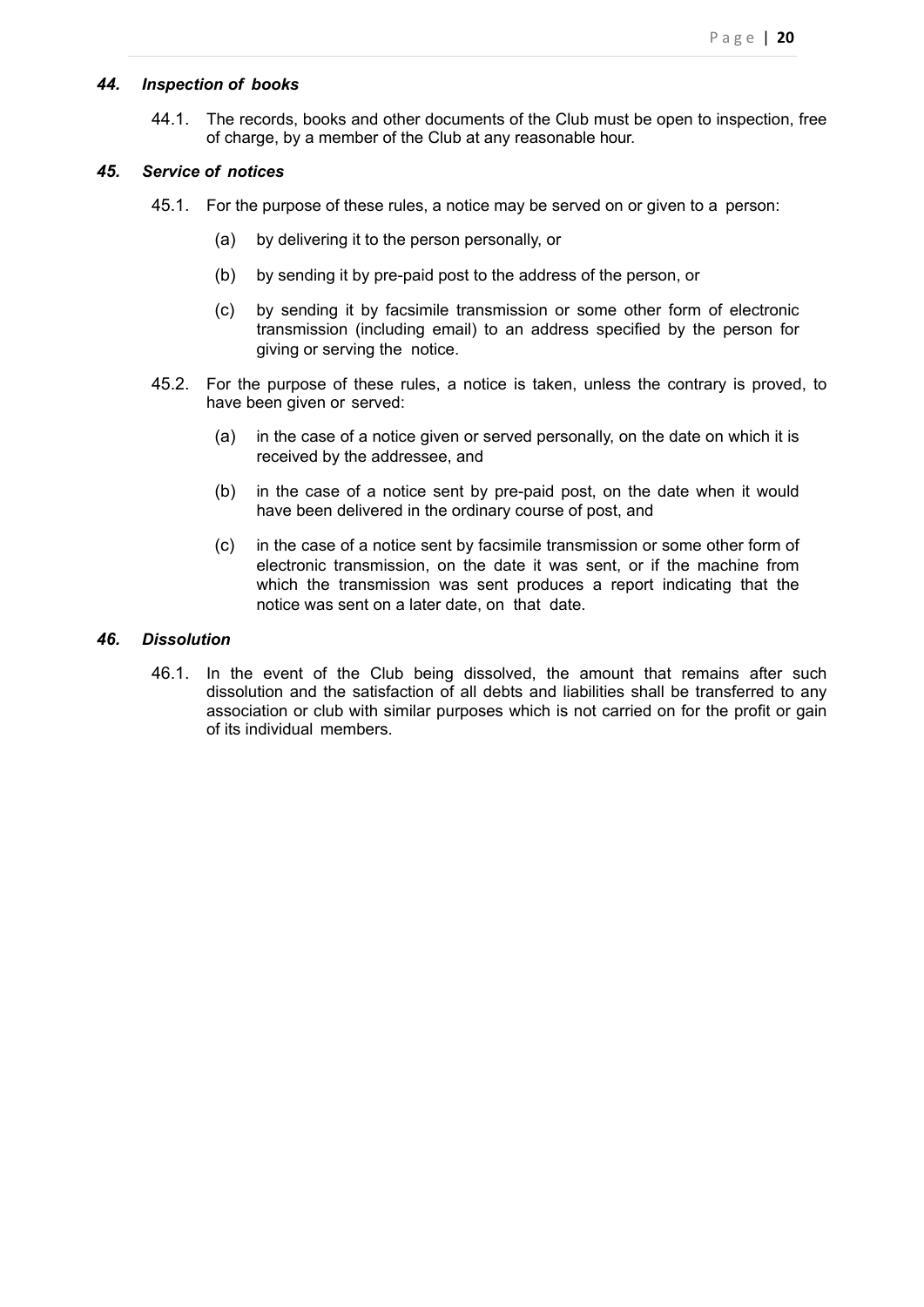### *44. Inspection of books*

44.1. The records, books and other documents of the Club must be open to inspection, free of charge, by a member of the Club at any reasonable hour.

### *45. Service of notices*

45.1. For the purpose of these rules, a notice may be served on or given to a person:

- (a) by delivering it to the person personally, or
- (b) by sending it by pre-paid post to the address of the person, or
- (c) by sending it by facsimile transmission or some other form of electronic transmission (including email) to an address specified by the person for giving or serving the notice.

45.2. For the purpose of these rules, a notice is taken, unless the contrary is proved, to have been given or served:

- (a) in the case of a notice given or served personally, on the date on which it is received by the addressee, and
- (b) in the case of a notice sent by pre-paid post, on the date when it would have been delivered in the ordinary course of post, and
- (c) in the case of a notice sent by facsimile transmission or some other form of electronic transmission, on the date it was sent, or if the machine from which the transmission was sent produces a report indicating that the notice was sent on a later date, on that date.

### *46. Dissolution*

46.1. In the event of the Club being dissolved, the amount that remains after such dissolution and the satisfaction of all debts and liabilities shall be transferred to any association or club with similar purposes which is not carried on for the profit or gain of its individual members.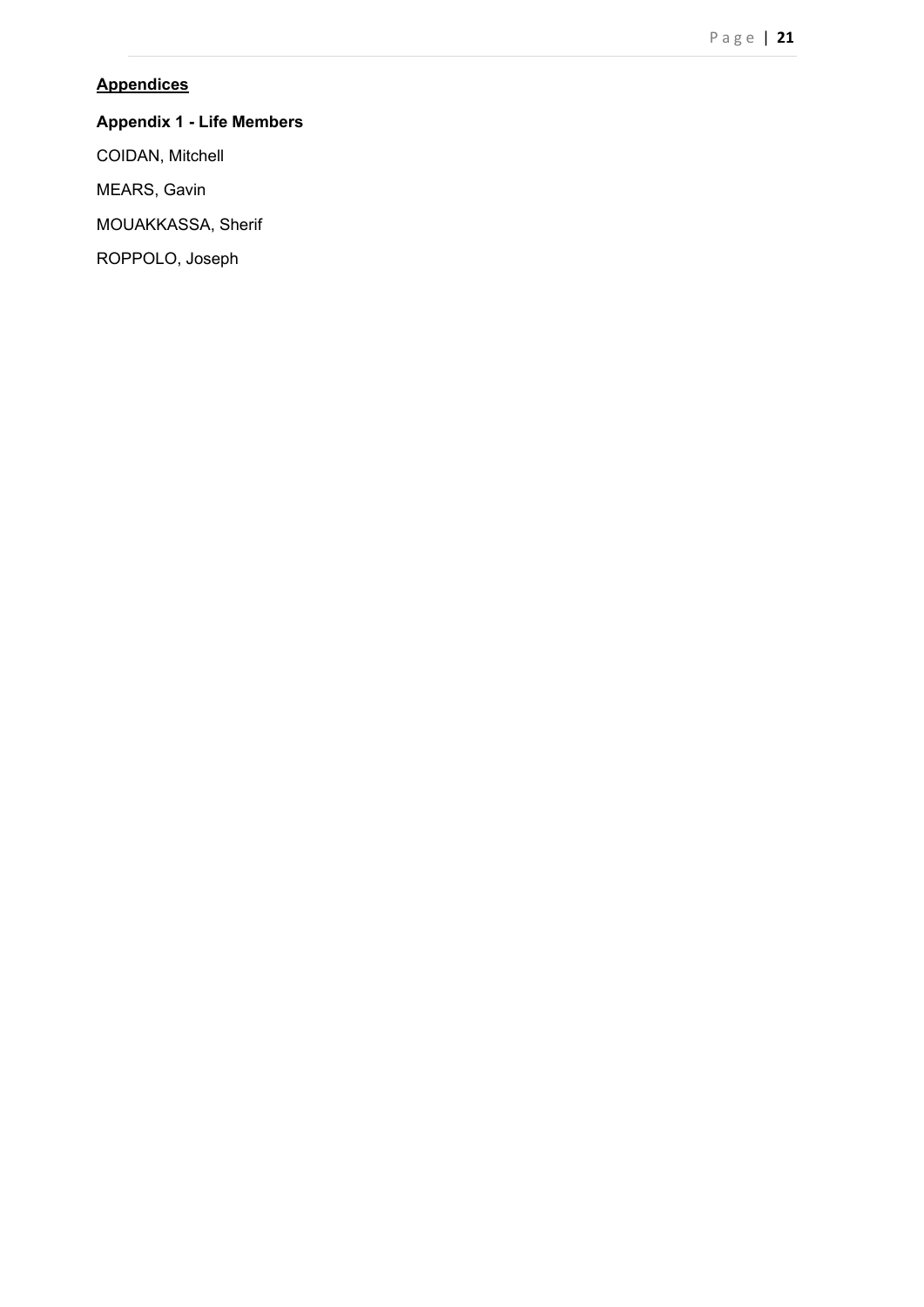## Appendices

### Appendix 1 - Life Members

COIDAN, Mitchell

MEARS, Gavin

MOUAKKASSA, Sherif

ROPPOLO, Joseph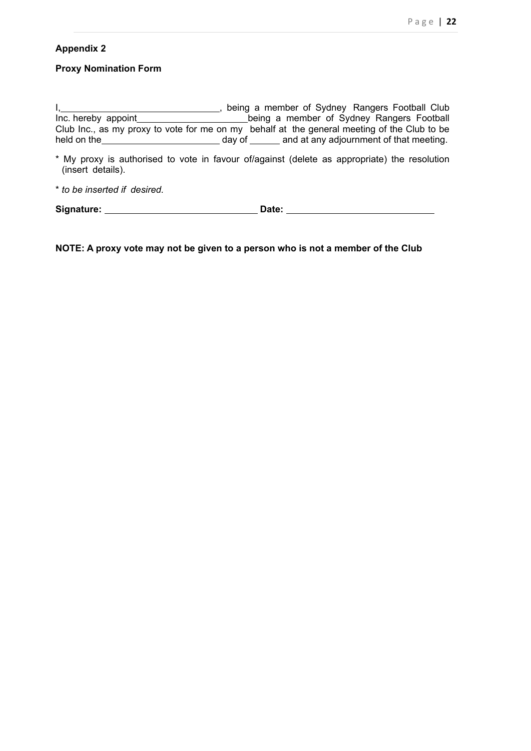**Appendix 2**

**Proxy Nomination Form**

I,\_\_\_\_\_\_\_\_\_\_\_\_\_\_\_\_\_\_\_\_\_\_\_\_\_\_\_\_\_\_, being a member of Sydney Rangers Football Club Inc. hereby appoint\_\_\_\_\_\_\_\_\_\_\_\_\_\_\_\_\_\_\_\_\_\_being a member of Sydney Rangers Football Club Inc., as my proxy to vote for me on my behalf at the general meeting of the Club to be held on the\_\_\_\_\_\_\_\_\_\_\_\_\_\_\_\_\_\_\_\_\_\_\_ day of \_\_\_\_\_\_ and at any adjournment of that meeting.

\* My proxy is authorised to vote in favour of/against (delete as appropriate) the resolution (insert details).

\* *to be inserted if desired.*

**Signature:** \_\_\_\_\_\_\_\_\_\_\_\_\_\_\_\_\_\_\_\_\_\_\_\_\_\_\_\_\_\_ **Date:** \_\_\_\_\_\_\_\_\_\_\_\_\_\_\_\_\_\_\_\_\_\_\_\_\_\_\_\_\_\_

**NOTE: A proxy vote may not be given to a person who is not a member of the Club**